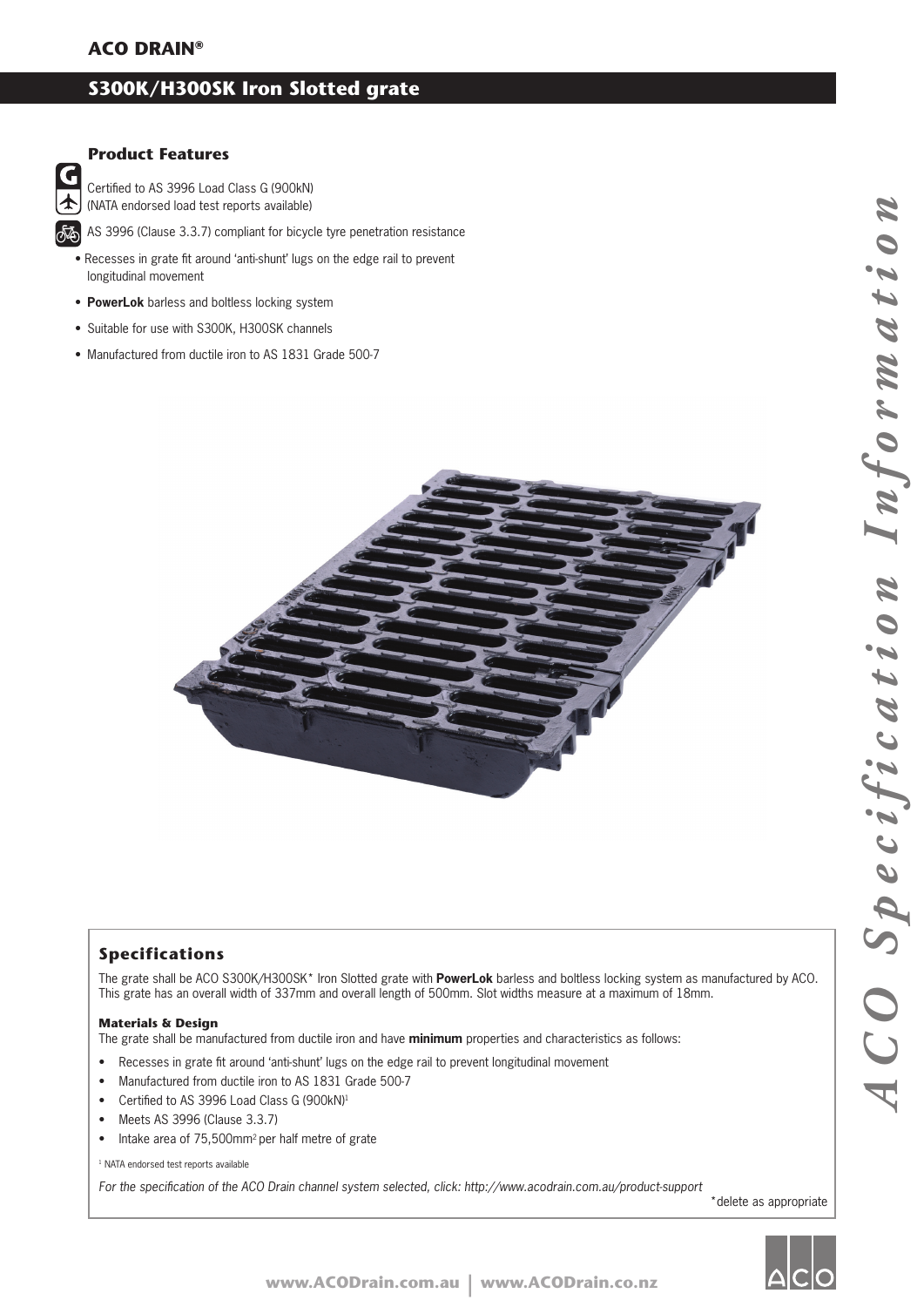**ACO DRAIN®**

# S300K/H300SK Iron Slotted grate

### Product Features

- Certified to AS 3996 Load Class G (900kN) (NATA endorsed load test reports available)
- AS 3996 (Clause 3.3.7) compliant for bicycle tyre penetration resistance
- Recesses in grate fit around 'anti-shunt' lugs on the edge rail to prevent longitudinal movement
- **PowerLok** barless and boltless locking system
- Suitable for use with S300K, H300SK channels
- Manufactured from ductile iron to AS 1831 Grade 500-7

## Specifications

The grate shall be ACO S300K/H300SK* Iron Slotted grate with **PowerLok** barless and boltless locking system as manufactured by ACO. This grate has an overall width of 337mm and overall length of 500mm. Slot widths measure at a maximum of 18mm.

#### Materials & Design

The grate shall be manufactured from ductile iron and have **minimum** properties and characteristics as follows:

- Recesses in grate fit around 'anti-shunt' lugs on the edge rail to prevent longitudinal movement
- Manufactured from ductile iron to AS 1831 Grade 500-7
- Certified to AS 3996 Load Class G (900kN)[1]
- Meets AS 3996 (Clause 3.3.7)
- Intake area of 75,500mm$^2$ per half metre of grate

[1] NATA endorsed test reports available

*For the specification of the ACO Drain channel system selected, click: http://www.acodrain.com.au/product-support*

*delete as appropriate

*ACO Specification Information*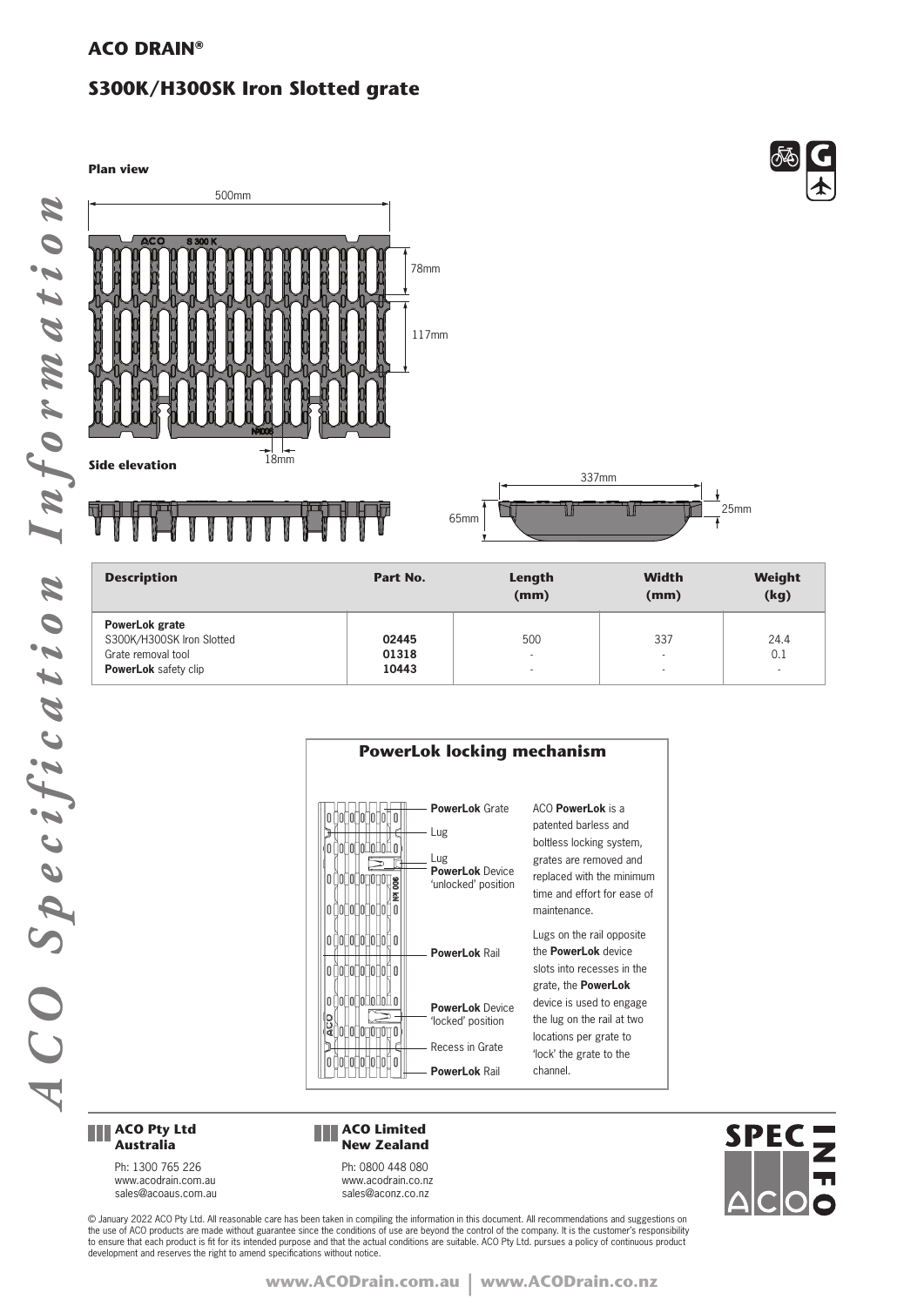**ACO DRAIN®**

## S300K/H300SK Iron Slotted grate

**Plan view**

500mm

78mm

117mm

18mm

**Side elevation**

337mm

65mm

25mm

| Description | Part No. | Length (mm) | Width (mm) | Weight (kg) |
|---|---|---|---|---|
| **PowerLok grate** | | | | |
| S300K/H300SK Iron Slotted | **02445** | 500 | 337 | 24.4 |
| Grate removal tool | **01318** | - | - | 0.1 |
| **PowerLok** safety clip | **10443** | - | - | - |

### PowerLok locking mechanism

**PowerLok** Grate

Lug

Lug

**PowerLok** Device 'unlocked' position

**PowerLok** Rail

**PowerLok** Device 'locked' position

Recess in Grate

**PowerLok** Rail

ACO **PowerLok** is a patented barless and boltless locking system, grates are removed and replaced with the minimum time and effort for ease of maintenance.

Lugs on the rail opposite the **PowerLok** device slots into recesses in the grate, the **PowerLok** device is used to engage the lug on the rail at two locations per grate to 'lock' the grate to the channel.

**ACO Pty Ltd Australia**

Ph: 1300 765 226
www.acodrain.com.au
sales@acoaus.com.au

**ACO Limited New Zealand**

Ph: 0800 448 080
www.acodrain.co.nz
sales@aconz.co.nz

© January 2022 ACO Pty Ltd. All reasonable care has been taken in compiling the information in this document. All recommendations and suggestions on the use of ACO products are made without guarantee since the conditions of use are beyond the control of the company. It is the customer's responsibility to ensure that each product is fit for its intended purpose and that the actual conditions are suitable. ACO Pty Ltd. pursues a policy of continuous product development and reserves the right to amend specifications without notice.

**www.ACODrain.com.au | www.ACODrain.co.nz**